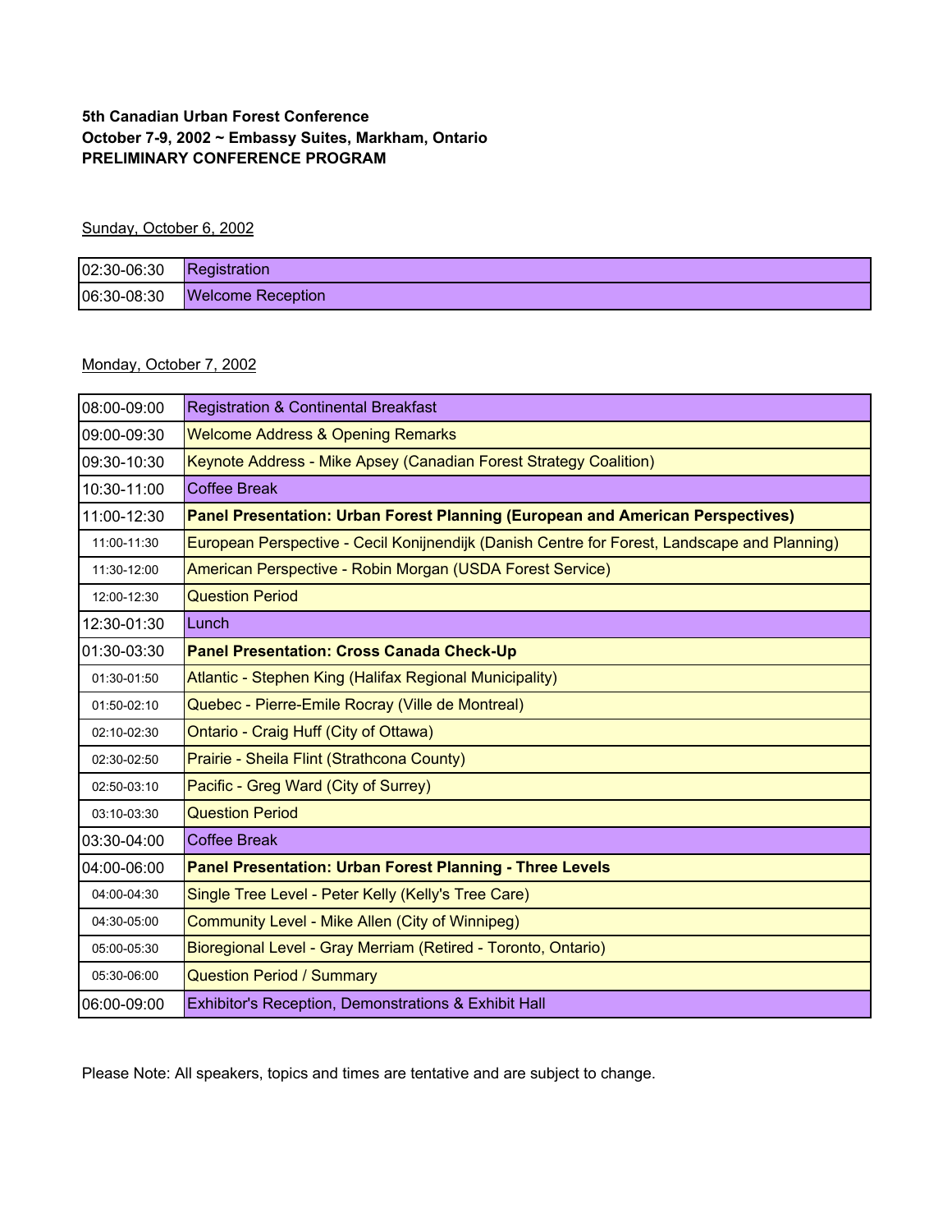**5th Canadian Urban Forest Conference**
**October 7-9, 2002 ~ Embassy Suites, Markham, Ontario**
**PRELIMINARY CONFERENCE PROGRAM**

Sunday, October 6, 2002

| | |
|---|---|
| 02:30-06:30 | Registration |
| 06:30-08:30 | Welcome Reception |

Monday, October 7, 2002

| | |
|---|---|
| 08:00-09:00 | Registration & Continental Breakfast |
| 09:00-09:30 | Welcome Address & Opening Remarks |
| 09:30-10:30 | Keynote Address - Mike Apsey (Canadian Forest Strategy Coalition) |
| 10:30-11:00 | Coffee Break |
| 11:00-12:30 | **Panel Presentation: Urban Forest Planning (European and American Perspectives)** |
| 11:00-11:30 | European Perspective - Cecil Konijnendijk (Danish Centre for Forest, Landscape and Planning) |
| 11:30-12:00 | American Perspective - Robin Morgan (USDA Forest Service) |
| 12:00-12:30 | Question Period |
| 12:30-01:30 | Lunch |
| 01:30-03:30 | **Panel Presentation: Cross Canada Check-Up** |
| 01:30-01:50 | Atlantic - Stephen King (Halifax Regional Municipality) |
| 01:50-02:10 | Quebec - Pierre-Emile Rocray (Ville de Montreal) |
| 02:10-02:30 | Ontario - Craig Huff (City of Ottawa) |
| 02:30-02:50 | Prairie - Sheila Flint (Strathcona County) |
| 02:50-03:10 | Pacific - Greg Ward (City of Surrey) |
| 03:10-03:30 | Question Period |
| 03:30-04:00 | Coffee Break |
| 04:00-06:00 | **Panel Presentation: Urban Forest Planning - Three Levels** |
| 04:00-04:30 | Single Tree Level - Peter Kelly (Kelly's Tree Care) |
| 04:30-05:00 | Community Level - Mike Allen (City of Winnipeg) |
| 05:00-05:30 | Bioregional Level - Gray Merriam (Retired - Toronto, Ontario) |
| 05:30-06:00 | Question Period / Summary |
| 06:00-09:00 | Exhibitor's Reception, Demonstrations & Exhibit Hall |

Please Note: All speakers, topics and times are tentative and are subject to change.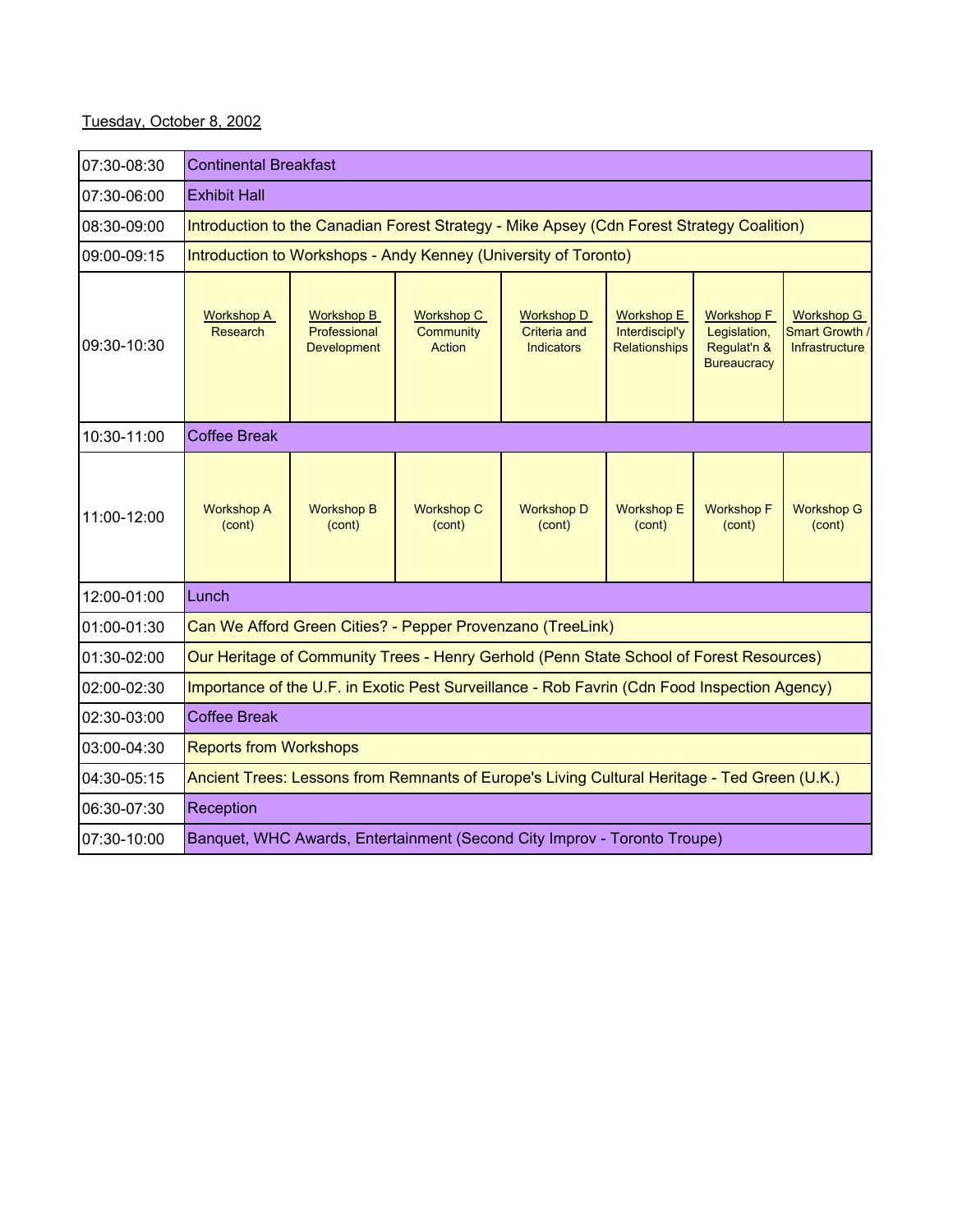Tuesday, October 8, 2002

| Time | | | | | | | |
|---|---|---|---|---|---|---|---|
| 07:30-08:30 | Continental Breakfast | | | | | | |
| 07:30-06:00 | Exhibit Hall | | | | | | |
| 08:30-09:00 | Introduction to the Canadian Forest Strategy - Mike Apsey (Cdn Forest Strategy Coalition) | | | | | | |
| 09:00-09:15 | Introduction to Workshops - Andy Kenney (University of Toronto) | | | | | | |
| 09:30-10:30 | Workshop A Research | Workshop B Professional Development | Workshop C Community Action | Workshop D Criteria and Indicators | Workshop E Interdiscipl'y Relationships | Workshop F Legislation, Regulat'n & Bureaucracy | Workshop G Smart Growth / Infrastructure |
| 10:30-11:00 | Coffee Break | | | | | | |
| 11:00-12:00 | Workshop A (cont) | Workshop B (cont) | Workshop C (cont) | Workshop D (cont) | Workshop E (cont) | Workshop F (cont) | Workshop G (cont) |
| 12:00-01:00 | Lunch | | | | | | |
| 01:00-01:30 | Can We Afford Green Cities? - Pepper Provenzano (TreeLink) | | | | | | |
| 01:30-02:00 | Our Heritage of Community Trees - Henry Gerhold (Penn State School of Forest Resources) | | | | | | |
| 02:00-02:30 | Importance of the U.F. in Exotic Pest Surveillance - Rob Favrin (Cdn Food Inspection Agency) | | | | | | |
| 02:30-03:00 | Coffee Break | | | | | | |
| 03:00-04:30 | Reports from Workshops | | | | | | |
| 04:30-05:15 | Ancient Trees: Lessons from Remnants of Europe's Living Cultural Heritage - Ted Green (U.K.) | | | | | | |
| 06:30-07:30 | Reception | | | | | | |
| 07:30-10:00 | Banquet, WHC Awards, Entertainment (Second City Improv - Toronto Troupe) | | | | | | |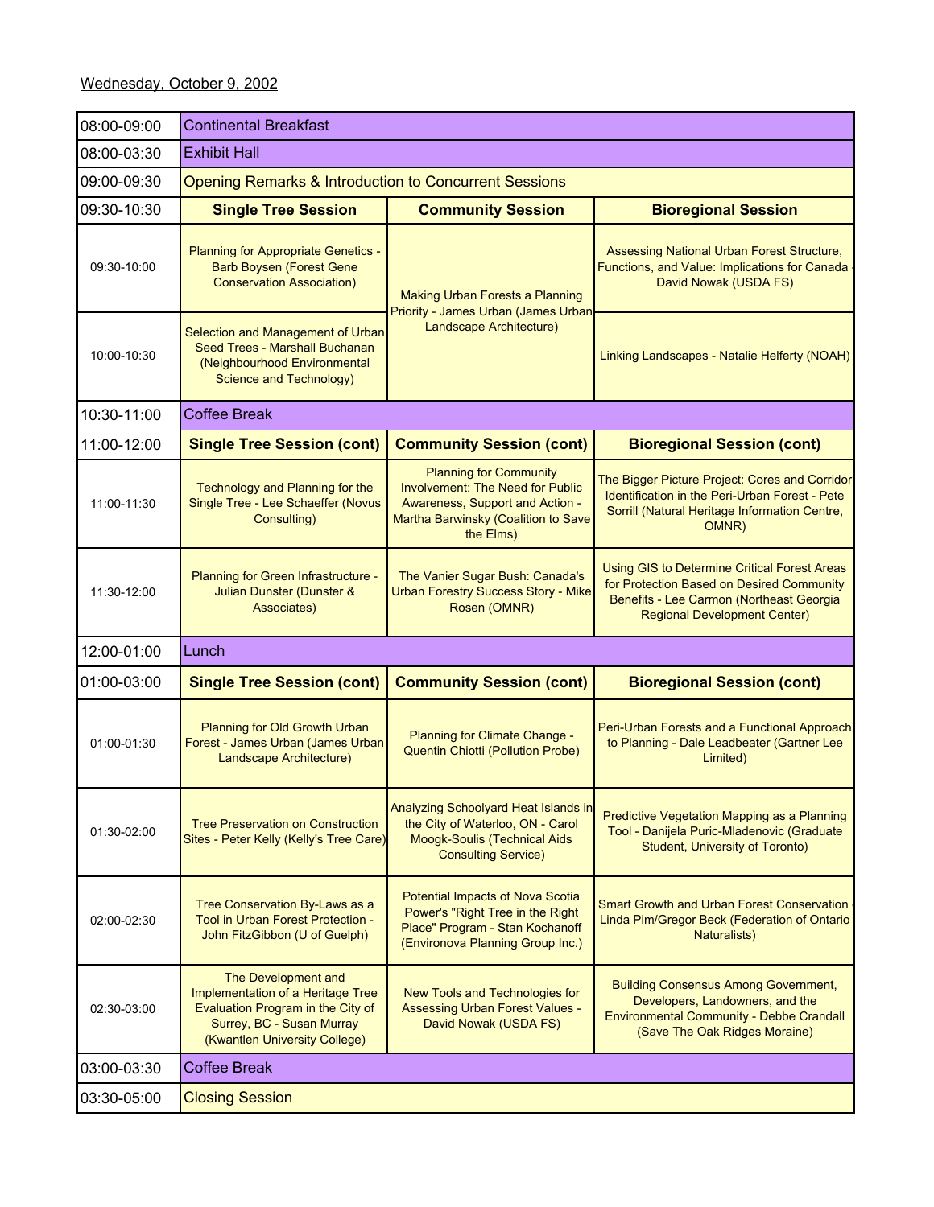Wednesday, October 9, 2002

| | | | |
|---|---|---|---|
| 08:00-09:00 | Continental Breakfast | | |
| 08:00-03:30 | Exhibit Hall | | |
| 09:00-09:30 | Opening Remarks & Introduction to Concurrent Sessions | | |
| 09:30-10:30 | **Single Tree Session** | **Community Session** | **Bioregional Session** |
| 09:30-10:00 | Planning for Appropriate Genetics - Barb Boysen (Forest Gene Conservation Association) | Making Urban Forests a Planning Priority - James Urban (James Urban Landscape Architecture) | Assessing National Urban Forest Structure, Functions, and Value: Implications for Canada - David Nowak (USDA FS) |
| 10:00-10:30 | Selection and Management of Urban Seed Trees - Marshall Buchanan (Neighbourhood Environmental Science and Technology) | | Linking Landscapes - Natalie Helferty (NOAH) |
| 10:30-11:00 | Coffee Break | | |
| 11:00-12:00 | **Single Tree Session (cont)** | **Community Session (cont)** | **Bioregional Session (cont)** |
| 11:00-11:30 | Technology and Planning for the Single Tree - Lee Schaeffer (Novus Consulting) | Planning for Community Involvement: The Need for Public Awareness, Support and Action - Martha Barwinsky (Coalition to Save the Elms) | The Bigger Picture Project: Cores and Corridor Identification in the Peri-Urban Forest - Pete Sorrill (Natural Heritage Information Centre, OMNR) |
| 11:30-12:00 | Planning for Green Infrastructure - Julian Dunster (Dunster & Associates) | The Vanier Sugar Bush: Canada's Urban Forestry Success Story - Mike Rosen (OMNR) | Using GIS to Determine Critical Forest Areas for Protection Based on Desired Community Benefits - Lee Carmon (Northeast Georgia Regional Development Center) |
| 12:00-01:00 | Lunch | | |
| 01:00-03:00 | **Single Tree Session (cont)** | **Community Session (cont)** | **Bioregional Session (cont)** |
| 01:00-01:30 | Planning for Old Growth Urban Forest - James Urban (James Urban Landscape Architecture) | Planning for Climate Change - Quentin Chiotti (Pollution Probe) | Peri-Urban Forests and a Functional Approach to Planning - Dale Leadbeater (Gartner Lee Limited) |
| 01:30-02:00 | Tree Preservation on Construction Sites - Peter Kelly (Kelly's Tree Care) | Analyzing Schoolyard Heat Islands in the City of Waterloo, ON - Carol Moogk-Soulis (Technical Aids Consulting Service) | Predictive Vegetation Mapping as a Planning Tool - Danijela Puric-Mladenovic (Graduate Student, University of Toronto) |
| 02:00-02:30 | Tree Conservation By-Laws as a Tool in Urban Forest Protection - John FitzGibbon (U of Guelph) | Potential Impacts of Nova Scotia Power's "Right Tree in the Right Place" Program - Stan Kochanoff (Environova Planning Group Inc.) | Smart Growth and Urban Forest Conservation - Linda Pim/Gregor Beck (Federation of Ontario Naturalists) |
| 02:30-03:00 | The Development and Implementation of a Heritage Tree Evaluation Program in the City of Surrey, BC - Susan Murray (Kwantlen University College) | New Tools and Technologies for Assessing Urban Forest Values - David Nowak (USDA FS) | Building Consensus Among Government, Developers, Landowners, and the Environmental Community - Debbe Crandall (Save The Oak Ridges Moraine) |
| 03:00-03:30 | Coffee Break | | |
| 03:30-05:00 | Closing Session | | |